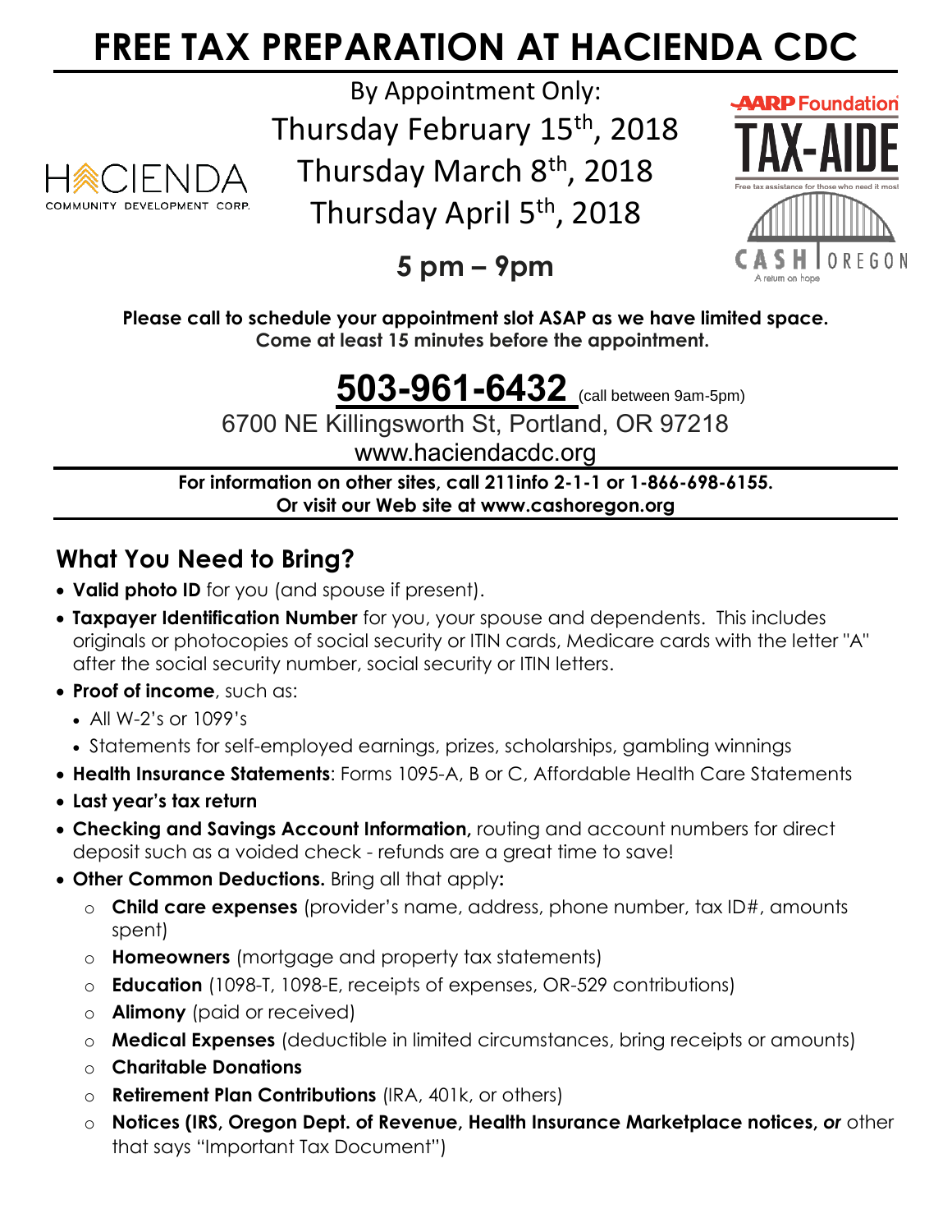# FREE TAX PREPARATION AT HACIENDA CDC

HACIENDA COMMUNITY DEVELOPMENT CORP.

By Appointment Only:
Thursday February 15th, 2018
Thursday March 8th, 2018
Thursday April 5th, 2018

**5 pm – 9pm**

AARP Foundation TAX-AIDE — Free tax assistance for those who need it most

CASH OREGON — A return on hope

**Please call to schedule your appointment slot ASAP as we have limited space.**
**Come at least 15 minutes before the appointment.**

## **503-961-6432** (call between 9am-5pm)

6700 NE Killingsworth St, Portland, OR 97218
www.haciendacdc.org

**For information on other sites, call 211info 2-1-1 or 1-866-698-6155.**
**Or visit our Web site at www.cashoregon.org**

## What You Need to Bring?

- **Valid photo ID** for you (and spouse if present).
- **Taxpayer Identification Number** for you, your spouse and dependents. This includes originals or photocopies of social security or ITIN cards, Medicare cards with the letter "A" after the social security number, social security or ITIN letters.
- **Proof of income**, such as:
  - All W-2's or 1099's
  - Statements for self-employed earnings, prizes, scholarships, gambling winnings
- **Health Insurance Statements**: Forms 1095-A, B or C, Affordable Health Care Statements
- **Last year's tax return**
- **Checking and Savings Account Information,** routing and account numbers for direct deposit such as a voided check - refunds are a great time to save!
- **Other Common Deductions.** Bring all that apply**:**
  - **Child care expenses** (provider's name, address, phone number, tax ID#, amounts spent)
  - **Homeowners** (mortgage and property tax statements)
  - **Education** (1098-T, 1098-E, receipts of expenses, OR-529 contributions)
  - **Alimony** (paid or received)
  - **Medical Expenses** (deductible in limited circumstances, bring receipts or amounts)
  - **Charitable Donations**
  - **Retirement Plan Contributions** (IRA, 401k, or others)
  - **Notices (IRS, Oregon Dept. of Revenue, Health Insurance Marketplace notices, *or*** other that says "Important Tax Document")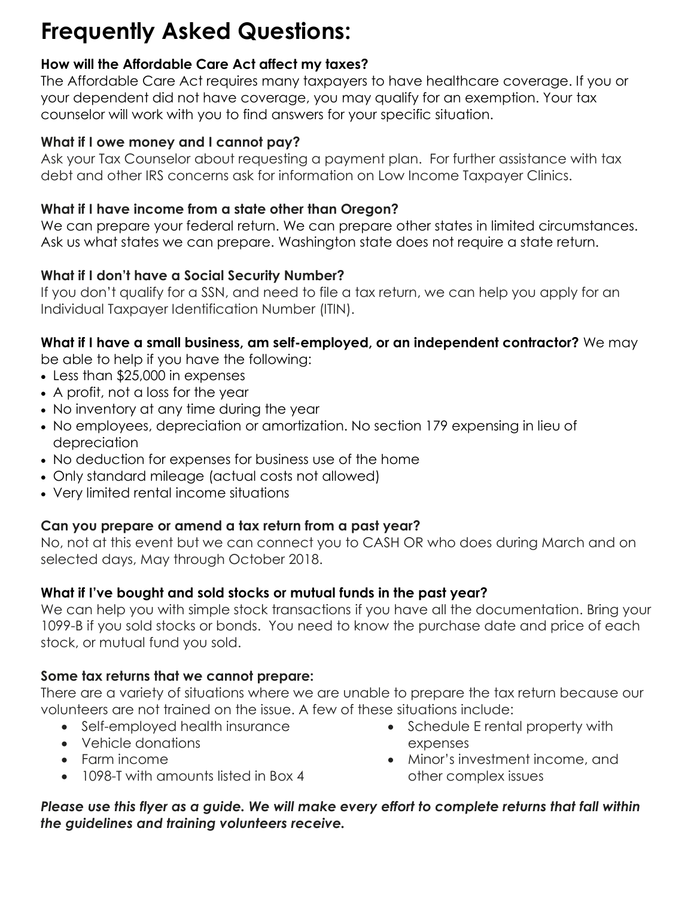# Frequently Asked Questions:

**How will the Affordable Care Act affect my taxes?**
The Affordable Care Act requires many taxpayers to have healthcare coverage. If you or your dependent did not have coverage, you may qualify for an exemption. Your tax counselor will work with you to find answers for your specific situation.

**What if I owe money and I cannot pay?**
Ask your Tax Counselor about requesting a payment plan. For further assistance with tax debt and other IRS concerns ask for information on Low Income Taxpayer Clinics.

**What if I have income from a state other than Oregon?**
We can prepare your federal return. We can prepare other states in limited circumstances. Ask us what states we can prepare. Washington state does not require a state return.

**What if I don't have a Social Security Number?**
If you don't qualify for a SSN, and need to file a tax return, we can help you apply for an Individual Taxpayer Identification Number (ITIN).

**What if I have a small business, am self-employed, or an independent contractor?** We may be able to help if you have the following:

- Less than $25,000 in expenses
- A profit, not a loss for the year
- No inventory at any time during the year
- No employees, depreciation or amortization. No section 179 expensing in lieu of depreciation
- No deduction for expenses for business use of the home
- Only standard mileage (actual costs not allowed)
- Very limited rental income situations

**Can you prepare or amend a tax return from a past year?**
No, not at this event but we can connect you to CASH OR who does during March and on selected days, May through October 2018.

**What if I've bought and sold stocks or mutual funds in the past year?**
We can help you with simple stock transactions if you have all the documentation. Bring your 1099-B if you sold stocks or bonds. You need to know the purchase date and price of each stock, or mutual fund you sold.

**Some tax returns that we cannot prepare:**
There are a variety of situations where we are unable to prepare the tax return because our volunteers are not trained on the issue. A few of these situations include:

- Self-employed health insurance
- Vehicle donations
- Farm income
- 1098-T with amounts listed in Box 4
- Schedule E rental property with expenses
- Minor's investment income, and other complex issues

***Please use this flyer as a guide. We will make every effort to complete returns that fall within the guidelines and training volunteers receive.***